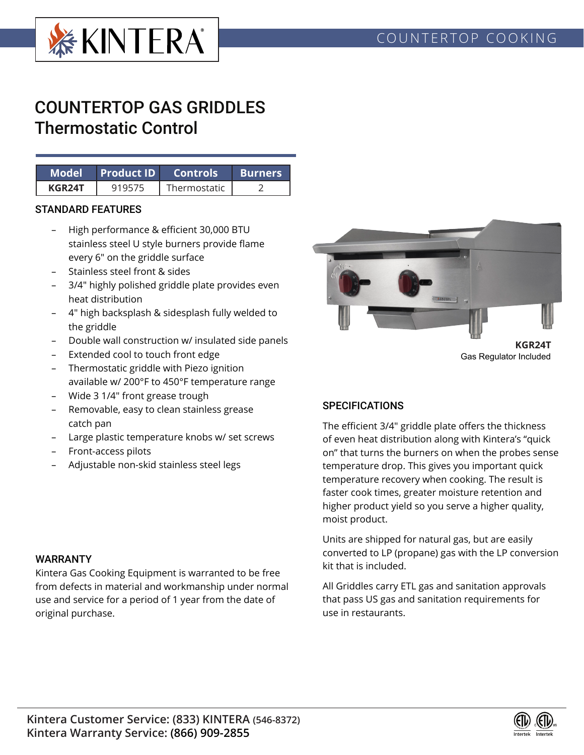KINTERA®

COUNTERTOP COOKING

# COUNTERTOP GAS GRIDDLES
## Thermostatic Control

| Model | Product ID | Controls | Burners |
|---|---|---|---|
| **KGR24T** | 919575 | Thermostatic | 2 |

### STANDARD FEATURES

- High performance & efficient 30,000 BTU stainless steel U style burners provide flame every 6" on the griddle surface
- Stainless steel front & sides
- 3/4" highly polished griddle plate provides even heat distribution
- 4" high backsplash & sidesplash fully welded to the griddle
- Double wall construction w/ insulated side panels
- Extended cool to touch front edge
- Thermostatic griddle with Piezo ignition available w/ 200°F to 450°F temperature range
- Wide 3 1/4" front grease trough
- Removable, easy to clean stainless grease catch pan
- Large plastic temperature knobs w/ set screws
- Front-access pilots
- Adjustable non-skid stainless steel legs

**KGR24T**
Gas Regulator Included

### SPECIFICATIONS

The efficient 3/4" griddle plate offers the thickness of even heat distribution along with Kintera's "quick on" that turns the burners on when the probes sense temperature drop. This gives you important quick temperature recovery when cooking. The result is faster cook times, greater moisture retention and higher product yield so you serve a higher quality, moist product.

Units are shipped for natural gas, but are easily converted to LP (propane) gas with the LP conversion kit that is included.

All Griddles carry ETL gas and sanitation approvals that pass US gas and sanitation requirements for use in restaurants.

### WARRANTY

Kintera Gas Cooking Equipment is warranted to be free from defects in material and workmanship under normal use and service for a period of 1 year from the date of original purchase.

**Kintera Customer Service: (833) KINTERA (546-8372)**
**Kintera Warranty Service: (866) 909-2855**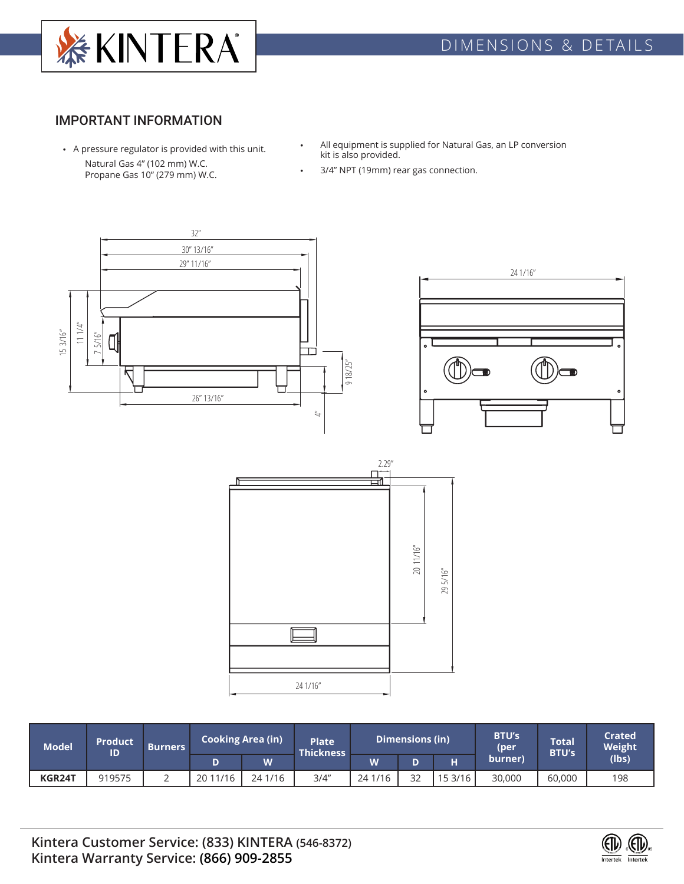# KINTERA®

DIMENSIONS & DETAILS

## IMPORTANT INFORMATION

- A pressure regulator is provided with this unit.
  Natural Gas 4" (102 mm) W.C.
  Propane Gas 10" (279 mm) W.C.
- All equipment is supplied for Natural Gas, an LP conversion kit is also provided.
- 3/4" NPT (19mm) rear gas connection.

32"
30" 13/16"
29" 11/16"
15 3/16"
11 1/4"
7 5/16"
9 18/25"
26" 13/16"
4"

24 1/16"

2.29"
20 11/16"
29 5/16"
24 1/16"

| Model | Product ID | Burners | Cooking Area (in) | | Plate Thickness | Dimensions (in) | | | BTU's (per burner) | Total BTU's | Crated Weight (lbs) |
|---|---|---|---|---|---|---|---|---|---|---|---|
| | | | D | W | | W | D | H | | | |
| **KGR24T** | 919575 | 2 | 20 11/16 | 24 1/16 | 3/4" | 24 1/16 | 32 | 15 3/16 | 30,000 | 60,000 | 198 |

**Kintera Customer Service: (833) KINTERA (546-8372)**
**Kintera Warranty Service: (866) 909-2855**

Intertek Intertek